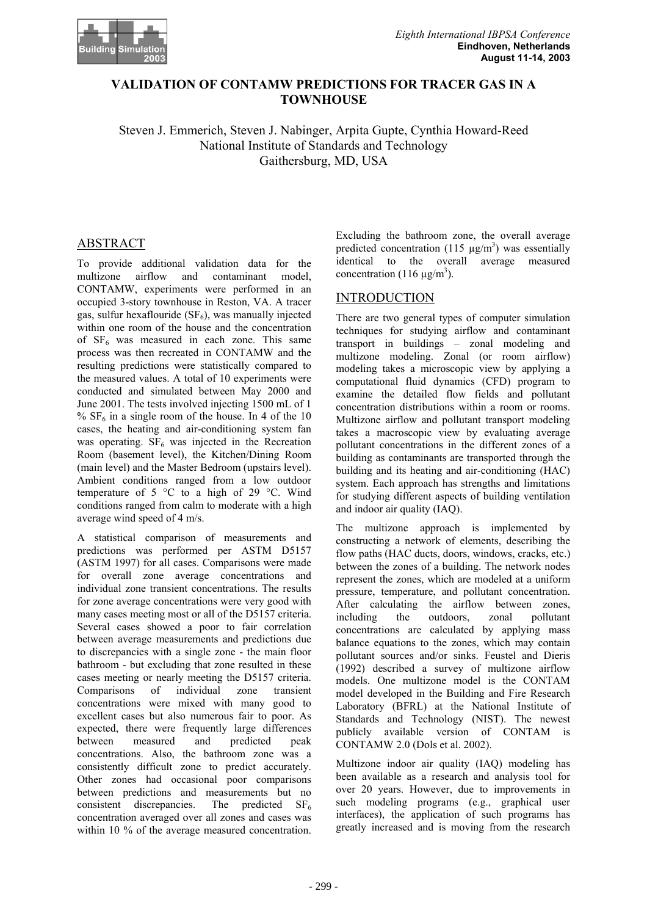# VALIDATION OF CONTAMW PREDICTIONS FOR TRACER GAS IN A TOWNHOUSE

Steven J. Emmerich, Steven J. Nabinger, Arpita Gupte, Cynthia Howard-Reed
National Institute of Standards and Technology
Gaithersburg, MD, USA

## ABSTRACT

To provide additional validation data for the multizone airflow and contaminant model, CONTAMW, experiments were performed in an occupied 3-story townhouse in Reston, VA. A tracer gas, sulfur hexaflouride ($SF_6$), was manually injected within one room of the house and the concentration of $SF_6$ was measured in each zone. This same process was then recreated in CONTAMW and the resulting predictions were statistically compared to the measured values. A total of 10 experiments were conducted and simulated between May 2000 and June 2001. The tests involved injecting 1500 mL of 1 % $SF_6$ in a single room of the house. In 4 of the 10 cases, the heating and air-conditioning system fan was operating. $SF_6$ was injected in the Recreation Room (basement level), the Kitchen/Dining Room (main level) and the Master Bedroom (upstairs level). Ambient conditions ranged from a low outdoor temperature of 5 °C to a high of 29 °C. Wind conditions ranged from calm to moderate with a high average wind speed of 4 m/s.

A statistical comparison of measurements and predictions was performed per ASTM D5157 (ASTM 1997) for all cases. Comparisons were made for overall zone average concentrations and individual zone transient concentrations. The results for zone average concentrations were very good with many cases meeting most or all of the D5157 criteria. Several cases showed a poor to fair correlation between average measurements and predictions due to discrepancies with a single zone - the main floor bathroom - but excluding that zone resulted in these cases meeting or nearly meeting the D5157 criteria. Comparisons of individual zone transient concentrations were mixed with many good to excellent cases but also numerous fair to poor. As expected, there were frequently large differences between measured and predicted peak concentrations. Also, the bathroom zone was a consistently difficult zone to predict accurately. Other zones had occasional poor comparisons between predictions and measurements but no consistent discrepancies. The predicted $SF_6$ concentration averaged over all zones and cases was within 10 % of the average measured concentration. Excluding the bathroom zone, the overall average predicted concentration (115 $\mu g/m^3$) was essentially identical to the overall average measured concentration (116 $\mu g/m^3$).

## INTRODUCTION

There are two general types of computer simulation techniques for studying airflow and contaminant transport in buildings – zonal modeling and multizone modeling. Zonal (or room airflow) modeling takes a microscopic view by applying a computational fluid dynamics (CFD) program to examine the detailed flow fields and pollutant concentration distributions within a room or rooms. Multizone airflow and pollutant transport modeling takes a macroscopic view by evaluating average pollutant concentrations in the different zones of a building as contaminants are transported through the building and its heating and air-conditioning (HAC) system. Each approach has strengths and limitations for studying different aspects of building ventilation and indoor air quality (IAQ).

The multizone approach is implemented by constructing a network of elements, describing the flow paths (HAC ducts, doors, windows, cracks, etc.) between the zones of a building. The network nodes represent the zones, which are modeled at a uniform pressure, temperature, and pollutant concentration. After calculating the airflow between zones, including the outdoors, zonal pollutant concentrations are calculated by applying mass balance equations to the zones, which may contain pollutant sources and/or sinks. Feustel and Dieris (1992) described a survey of multizone airflow models. One multizone model is the CONTAM model developed in the Building and Fire Research Laboratory (BFRL) at the National Institute of Standards and Technology (NIST). The newest publicly available version of CONTAM is CONTAMW 2.0 (Dols et al. 2002).

Multizone indoor air quality (IAQ) modeling has been available as a research and analysis tool for over 20 years. However, due to improvements in such modeling programs (e.g., graphical user interfaces), the application of such programs has greatly increased and is moving from the research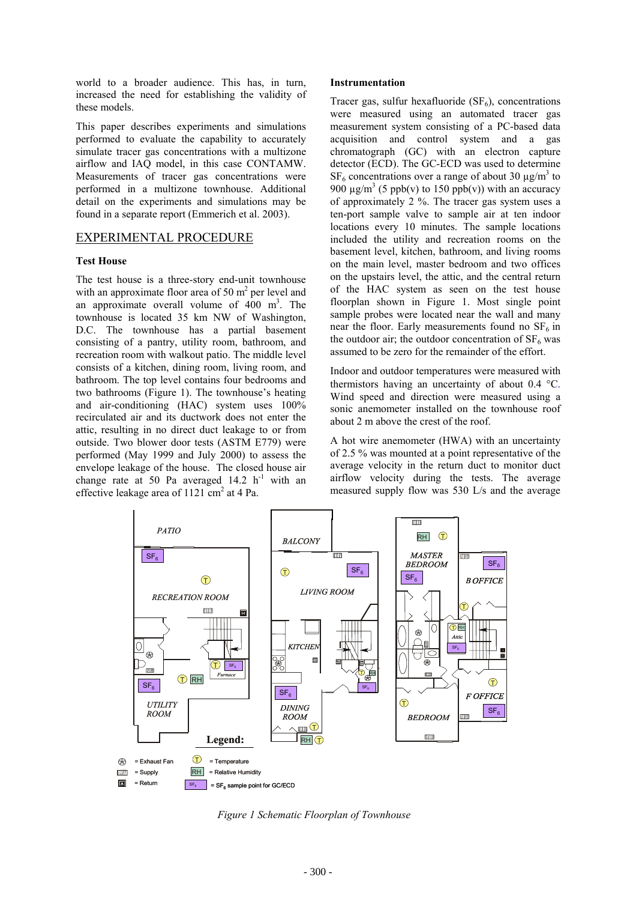world to a broader audience. This has, in turn, increased the need for establishing the validity of these models.

This paper describes experiments and simulations performed to evaluate the capability to accurately simulate tracer gas concentrations with a multizone airflow and IAQ model, in this case CONTAMW. Measurements of tracer gas concentrations were performed in a multizone townhouse. Additional detail on the experiments and simulations may be found in a separate report (Emmerich et al. 2003).

## EXPERIMENTAL PROCEDURE

### Test House

The test house is a three-story end-unit townhouse with an approximate floor area of 50 m$^2$ per level and an approximate overall volume of 400 m$^3$. The townhouse is located 35 km NW of Washington, D.C. The townhouse has a partial basement consisting of a pantry, utility room, bathroom, and recreation room with walkout patio. The middle level consists of a kitchen, dining room, living room, and bathroom. The top level contains four bedrooms and two bathrooms (Figure 1). The townhouse's heating and air-conditioning (HAC) system uses 100% recirculated air and its ductwork does not enter the attic, resulting in no direct duct leakage to or from outside. Two blower door tests (ASTM E779) were performed (May 1999 and July 2000) to assess the envelope leakage of the house. The closed house air change rate at 50 Pa averaged 14.2 h$^{-1}$ with an effective leakage area of 1121 cm$^2$ at 4 Pa.

### Instrumentation

Tracer gas, sulfur hexafluoride ($SF_6$), concentrations were measured using an automated tracer gas measurement system consisting of a PC-based data acquisition and control system and a gas chromatograph (GC) with an electron capture detector (ECD). The GC-ECD was used to determine $SF_6$ concentrations over a range of about 30 μg/m$^3$ to 900 μg/m$^3$ (5 ppb(v) to 150 ppb(v)) with an accuracy of approximately 2 %. The tracer gas system uses a ten-port sample valve to sample air at ten indoor locations every 10 minutes. The sample locations included the utility and recreation rooms on the basement level, kitchen, bathroom, and living rooms on the main level, master bedroom and two offices on the upstairs level, the attic, and the central return of the HAC system as seen on the test house floorplan shown in Figure 1. Most single point sample probes were located near the wall and many near the floor. Early measurements found no $SF_6$ in the outdoor air; the outdoor concentration of $SF_6$ was assumed to be zero for the remainder of the effort.

Indoor and outdoor temperatures were measured with thermistors having an uncertainty of about 0.4 °C. Wind speed and direction were measured using a sonic anemometer installed on the townhouse roof about 2 m above the crest of the roof.

A hot wire anemometer (HWA) with an uncertainty of 2.5 % was mounted at a point representative of the average velocity in the return duct to monitor duct airflow velocity during the tests. The average measured supply flow was 530 L/s and the average

*Figure 1 Schematic Floorplan of Townhouse*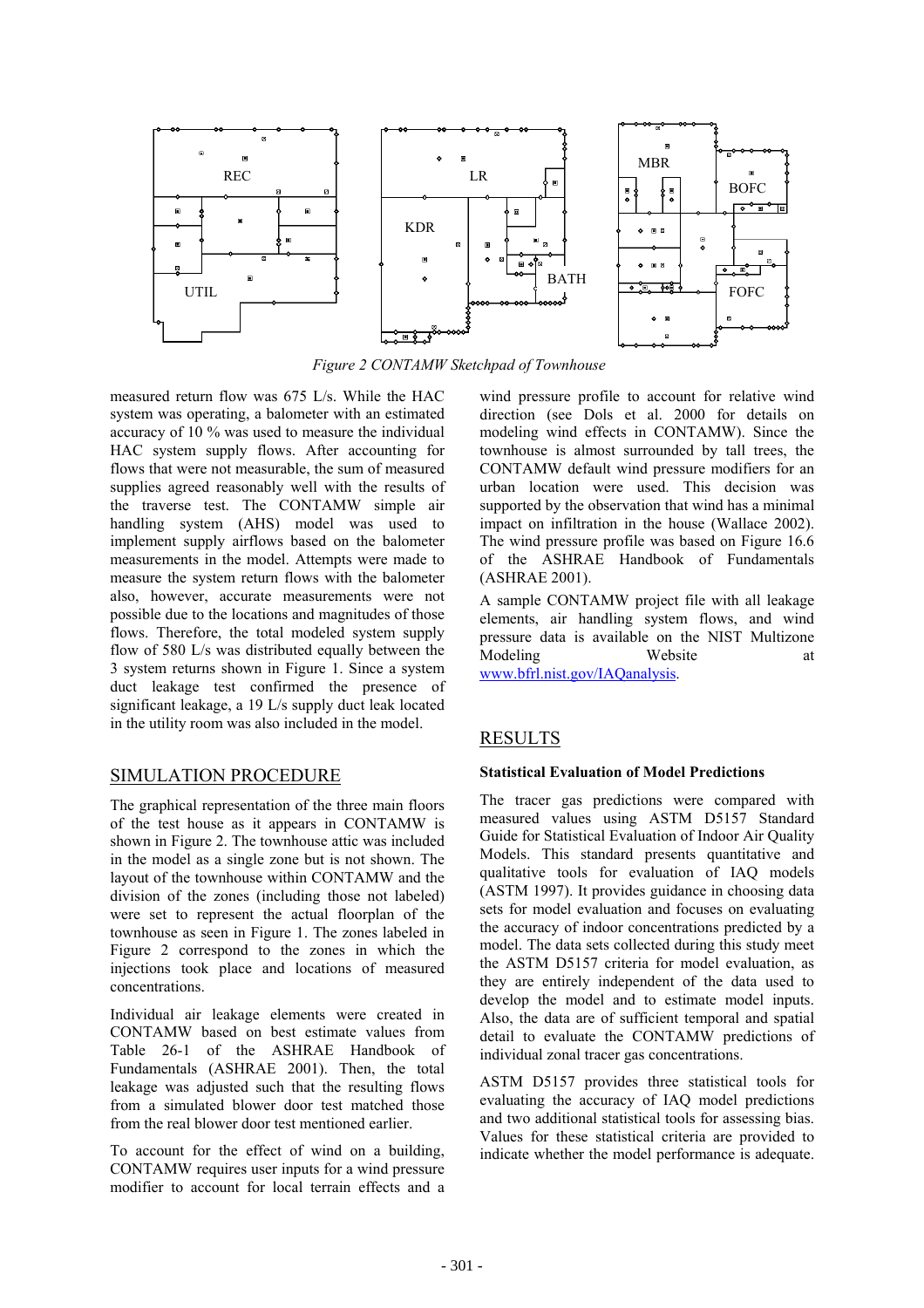Figure 2 CONTAMW Sketchpad of Townhouse

measured return flow was 675 L/s. While the HAC system was operating, a balometer with an estimated accuracy of 10 % was used to measure the individual HAC system supply flows. After accounting for flows that were not measurable, the sum of measured supplies agreed reasonably well with the results of the traverse test. The CONTAMW simple air handling system (AHS) model was used to implement supply airflows based on the balometer measurements in the model. Attempts were made to measure the system return flows with the balometer also, however, accurate measurements were not possible due to the locations and magnitudes of those flows. Therefore, the total modeled system supply flow of 580 L/s was distributed equally between the 3 system returns shown in Figure 1. Since a system duct leakage test confirmed the presence of significant leakage, a 19 L/s supply duct leak located in the utility room was also included in the model.

## SIMULATION PROCEDURE

The graphical representation of the three main floors of the test house as it appears in CONTAMW is shown in Figure 2. The townhouse attic was included in the model as a single zone but is not shown. The layout of the townhouse within CONTAMW and the division of the zones (including those not labeled) were set to represent the actual floorplan of the townhouse as seen in Figure 1. The zones labeled in Figure 2 correspond to the zones in which the injections took place and locations of measured concentrations.

Individual air leakage elements were created in CONTAMW based on best estimate values from Table 26-1 of the ASHRAE Handbook of Fundamentals (ASHRAE 2001). Then, the total leakage was adjusted such that the resulting flows from a simulated blower door test matched those from the real blower door test mentioned earlier.

To account for the effect of wind on a building, CONTAMW requires user inputs for a wind pressure modifier to account for local terrain effects and a wind pressure profile to account for relative wind direction (see Dols et al. 2000 for details on modeling wind effects in CONTAMW). Since the townhouse is almost surrounded by tall trees, the CONTAMW default wind pressure modifiers for an urban location were used. This decision was supported by the observation that wind has a minimal impact on infiltration in the house (Wallace 2002). The wind pressure profile was based on Figure 16.6 of the ASHRAE Handbook of Fundamentals (ASHRAE 2001).

A sample CONTAMW project file with all leakage elements, air handling system flows, and wind pressure data is available on the NIST Multizone Modeling Website at www.bfrl.nist.gov/IAQanalysis.

## RESULTS

### Statistical Evaluation of Model Predictions

The tracer gas predictions were compared with measured values using ASTM D5157 Standard Guide for Statistical Evaluation of Indoor Air Quality Models. This standard presents quantitative and qualitative tools for evaluation of IAQ models (ASTM 1997). It provides guidance in choosing data sets for model evaluation and focuses on evaluating the accuracy of indoor concentrations predicted by a model. The data sets collected during this study meet the ASTM D5157 criteria for model evaluation, as they are entirely independent of the data used to develop the model and to estimate model inputs. Also, the data are of sufficient temporal and spatial detail to evaluate the CONTAMW predictions of individual zonal tracer gas concentrations.

ASTM D5157 provides three statistical tools for evaluating the accuracy of IAQ model predictions and two additional statistical tools for assessing bias. Values for these statistical criteria are provided to indicate whether the model performance is adequate.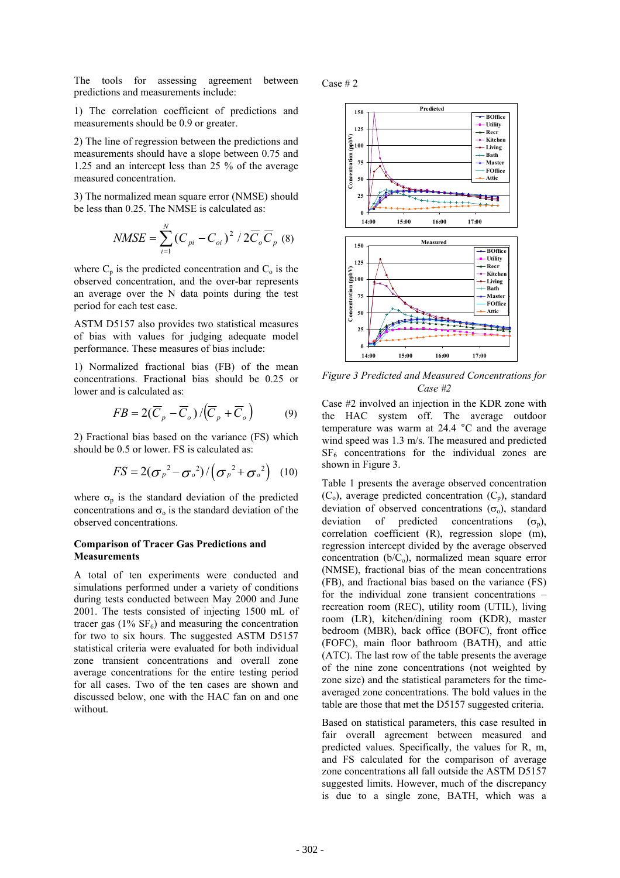The tools for assessing agreement between predictions and measurements include:

1) The correlation coefficient of predictions and measurements should be 0.9 or greater.

2) The line of regression between the predictions and measurements should have a slope between 0.75 and 1.25 and an intercept less than 25 % of the average measured concentration.

3) The normalized mean square error (NMSE) should be less than 0.25. The NMSE is calculated as:

$$NMSE = \sum_{i=1}^{N} (C_{pi} - C_{oi})^2 / 2\overline{C}_o \overline{C}_p \quad (8)$$

where $C_p$ is the predicted concentration and $C_o$ is the observed concentration, and the over-bar represents an average over the N data points during the test period for each test case.

ASTM D5157 also provides two statistical measures of bias with values for judging adequate model performance. These measures of bias include:

1) Normalized fractional bias (FB) of the mean concentrations. Fractional bias should be 0.25 or lower and is calculated as:

$$FB = 2(\overline{C}_p - \overline{C}_o) / (\overline{C}_p + \overline{C}_o) \quad (9)$$

2) Fractional bias based on the variance (FS) which should be 0.5 or lower. FS is calculated as:

$$FS = 2({\sigma_p}^2 - {\sigma_o}^2) / ({\sigma_p}^2 + {\sigma_o}^2) \quad (10)$$

where $\sigma_p$ is the standard deviation of the predicted concentrations and $\sigma_o$ is the standard deviation of the observed concentrations.

**Comparison of Tracer Gas Predictions and Measurements**

A total of ten experiments were conducted and simulations performed under a variety of conditions during tests conducted between May 2000 and June 2001. The tests consisted of injecting 1500 mL of tracer gas (1% $SF_6$) and measuring the concentration for two to six hours. The suggested ASTM D5157 statistical criteria were evaluated for both individual zone transient concentrations and overall zone average concentrations for the entire testing period for all cases. Two of the ten cases are shown and discussed below, one with the HAC fan on and one without.

Case # 2

*Figure 3 Predicted and Measured Concentrations for Case #2*

Case #2 involved an injection in the KDR zone with the HAC system off. The average outdoor temperature was warm at 24.4 °C and the average wind speed was 1.3 m/s. The measured and predicted $SF_6$ concentrations for the individual zones are shown in Figure 3.

Table 1 presents the average observed concentration ($C_o$), average predicted concentration ($C_p$), standard deviation of observed concentrations ($\sigma_o$), standard deviation of predicted concentrations ($\sigma_p$), correlation coefficient (R), regression slope (m), regression intercept divided by the average observed concentration ($b/C_o$), normalized mean square error (NMSE), fractional bias of the mean concentrations (FB), and fractional bias based on the variance (FS) for the individual zone transient concentrations – recreation room (REC), utility room (UTIL), living room (LR), kitchen/dining room (KDR), master bedroom (MBR), back office (BOFC), front office (FOFC), main floor bathroom (BATH), and attic (ATC). The last row of the table presents the average of the nine zone concentrations (not weighted by zone size) and the statistical parameters for the time-averaged zone concentrations. The bold values in the table are those that met the D5157 suggested criteria.

Based on statistical parameters, this case resulted in fair overall agreement between measured and predicted values. Specifically, the values for R, m, and FS calculated for the comparison of average zone concentrations all fall outside the ASTM D5157 suggested limits. However, much of the discrepancy is due to a single zone, BATH, which was a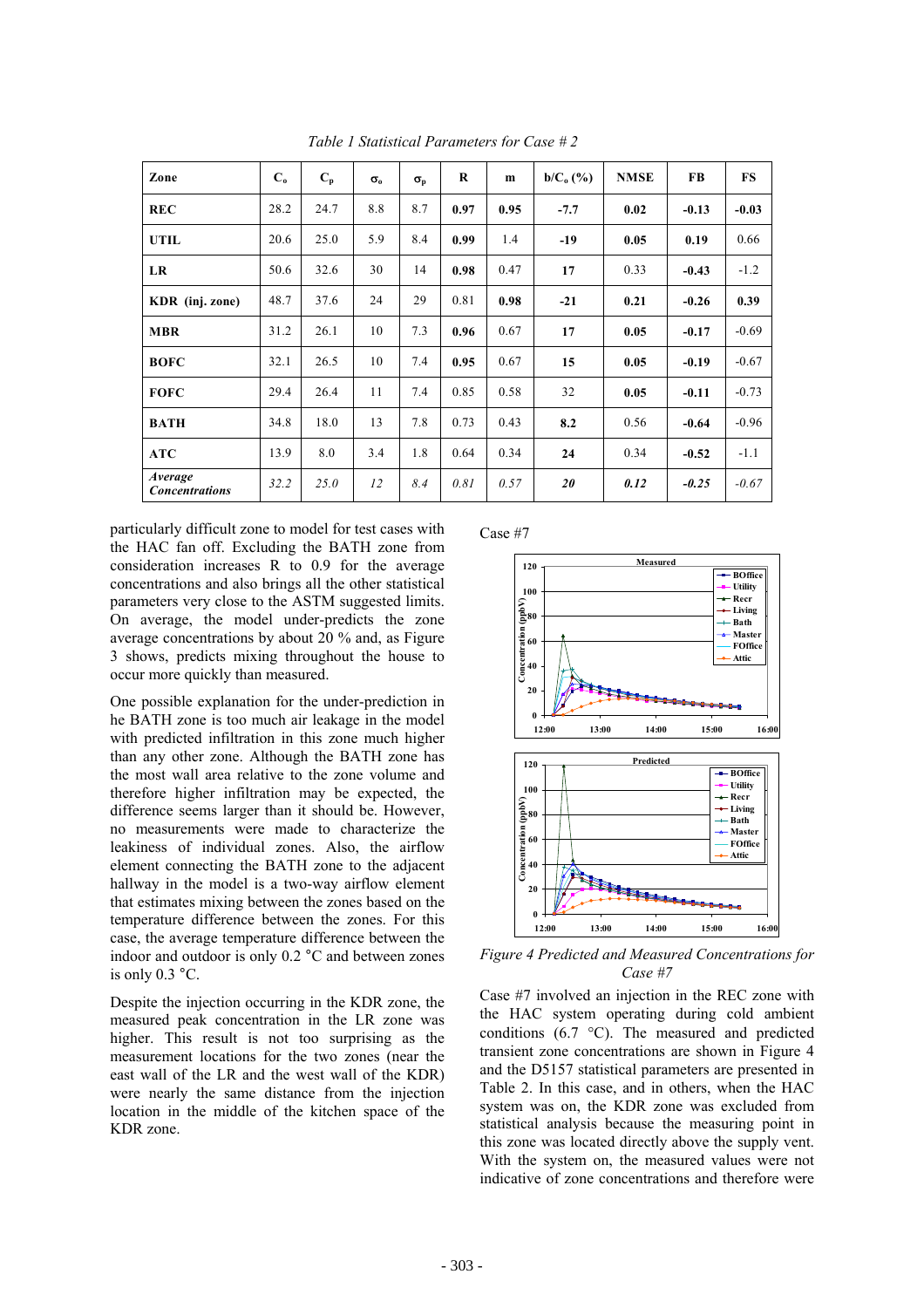*Table 1 Statistical Parameters for Case # 2*

| Zone | $C_o$ | $C_p$ | $\sigma_o$ | $\sigma_p$ | R | m | $b/C_o$ (%) | NMSE | FB | FS |
|---|---|---|---|---|---|---|---|---|---|---|
| **REC** | 28.2 | 24.7 | 8.8 | 8.7 | **0.97** | **0.95** | **-7.7** | **0.02** | **-0.13** | **-0.03** |
| **UTIL** | 20.6 | 25.0 | 5.9 | 8.4 | **0.99** | 1.4 | **-19** | **0.05** | **0.19** | 0.66 |
| **LR** | 50.6 | 32.6 | 30 | 14 | **0.98** | 0.47 | **17** | 0.33 | **-0.43** | -1.2 |
| **KDR (inj. zone)** | 48.7 | 37.6 | 24 | 29 | 0.81 | **0.98** | **-21** | **0.21** | **-0.26** | **0.39** |
| **MBR** | 31.2 | 26.1 | 10 | 7.3 | **0.96** | 0.67 | **17** | **0.05** | **-0.17** | -0.69 |
| **BOFC** | 32.1 | 26.5 | 10 | 7.4 | **0.95** | 0.67 | **15** | **0.05** | **-0.19** | -0.67 |
| **FOFC** | 29.4 | 26.4 | 11 | 7.4 | 0.85 | 0.58 | 32 | **0.05** | **-0.11** | -0.73 |
| **BATH** | 34.8 | 18.0 | 13 | 7.8 | 0.73 | 0.43 | **8.2** | 0.56 | **-0.64** | -0.96 |
| **ATC** | 13.9 | 8.0 | 3.4 | 1.8 | 0.64 | 0.34 | **24** | 0.34 | **-0.52** | -1.1 |
| ***Average Concentrations*** | *32.2* | *25.0* | *12* | *8.4* | *0.81* | *0.57* | ***20*** | ***0.12*** | ***-0.25*** | *-0.67* |

particularly difficult zone to model for test cases with the HAC fan off. Excluding the BATH zone from consideration increases R to 0.9 for the average concentrations and also brings all the other statistical parameters very close to the ASTM suggested limits. On average, the model under-predicts the zone average concentrations by about 20 % and, as Figure 3 shows, predicts mixing throughout the house to occur more quickly than measured.

One possible explanation for the under-prediction in he BATH zone is too much air leakage in the model with predicted infiltration in this zone much higher than any other zone. Although the BATH zone has the most wall area relative to the zone volume and therefore higher infiltration may be expected, the difference seems larger than it should be. However, no measurements were made to characterize the leakiness of individual zones. Also, the airflow element connecting the BATH zone to the adjacent hallway in the model is a two-way airflow element that estimates mixing between the zones based on the temperature difference between the zones. For this case, the average temperature difference between the indoor and outdoor is only 0.2 °C and between zones is only 0.3 °C.

Despite the injection occurring in the KDR zone, the measured peak concentration in the LR zone was higher. This result is not too surprising as the measurement locations for the two zones (near the east wall of the LR and the west wall of the KDR) were nearly the same distance from the injection location in the middle of the kitchen space of the KDR zone.

Case #7

*Figure 4 Predicted and Measured Concentrations for Case #7*

Case #7 involved an injection in the REC zone with the HAC system operating during cold ambient conditions (6.7 °C). The measured and predicted transient zone concentrations are shown in Figure 4 and the D5157 statistical parameters are presented in Table 2. In this case, and in others, when the HAC system was on, the KDR zone was excluded from statistical analysis because the measuring point in this zone was located directly above the supply vent. With the system on, the measured values were not indicative of zone concentrations and therefore were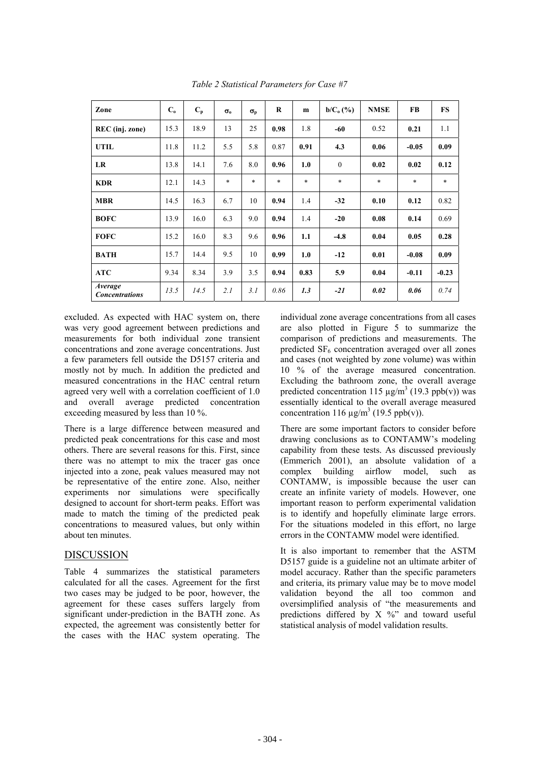*Table 2 Statistical Parameters for Case #7*

| Zone | $C_o$ | $C_p$ | $\sigma_o$ | $\sigma_p$ | R | m | $b/C_o$ (%) | NMSE | FB | FS |
|---|---|---|---|---|---|---|---|---|---|---|
| **REC (inj. zone)** | 15.3 | 18.9 | 13 | 25 | **0.98** | 1.8 | **-60** | 0.52 | **0.21** | 1.1 |
| **UTIL** | 11.8 | 11.2 | 5.5 | 5.8 | 0.87 | **0.91** | **4.3** | **0.06** | **-0.05** | **0.09** |
| **LR** | 13.8 | 14.1 | 7.6 | 8.0 | **0.96** | **1.0** | 0 | **0.02** | **0.02** | **0.12** |
| **KDR** | 12.1 | 14.3 | * | * | * | * | * | * | * | * |
| **MBR** | 14.5 | 16.3 | 6.7 | 10 | **0.94** | 1.4 | **-32** | **0.10** | **0.12** | 0.82 |
| **BOFC** | 13.9 | 16.0 | 6.3 | 9.0 | **0.94** | 1.4 | **-20** | **0.08** | **0.14** | 0.69 |
| **FOFC** | 15.2 | 16.0 | 8.3 | 9.6 | **0.96** | **1.1** | **-4.8** | **0.04** | **0.05** | **0.28** |
| **BATH** | 15.7 | 14.4 | 9.5 | 10 | **0.99** | **1.0** | **-12** | **0.01** | **-0.08** | **0.09** |
| **ATC** | 9.34 | 8.34 | 3.9 | 3.5 | **0.94** | **0.83** | **5.9** | **0.04** | **-0.11** | **-0.23** |
| ***Average Concentrations*** | *13.5* | *14.5* | *2.1* | *3.1* | *0.86* | ***1.3*** | ***-21*** | ***0.02*** | ***0.06*** | *0.74* |

excluded. As expected with HAC system on, there was very good agreement between predictions and measurements for both individual zone transient concentrations and zone average concentrations. Just a few parameters fell outside the D5157 criteria and mostly not by much. In addition the predicted and measured concentrations in the HAC central return agreed very well with a correlation coefficient of 1.0 and overall average predicted concentration exceeding measured by less than 10 %.

There is a large difference between measured and predicted peak concentrations for this case and most others. There are several reasons for this. First, since there was no attempt to mix the tracer gas once injected into a zone, peak values measured may not be representative of the entire zone. Also, neither experiments nor simulations were specifically designed to account for short-term peaks. Effort was made to match the timing of the predicted peak concentrations to measured values, but only within about ten minutes.

## DISCUSSION

Table 4 summarizes the statistical parameters calculated for all the cases. Agreement for the first two cases may be judged to be poor, however, the agreement for these cases suffers largely from significant under-prediction in the BATH zone. As expected, the agreement was consistently better for the cases with the HAC system operating. The individual zone average concentrations from all cases are also plotted in Figure 5 to summarize the comparison of predictions and measurements. The predicted $SF_6$ concentration averaged over all zones and cases (not weighted by zone volume) was within 10 % of the average measured concentration. Excluding the bathroom zone, the overall average predicted concentration 115 $\mu g/m^3$ (19.3 ppb(v)) was essentially identical to the overall average measured concentration 116 $\mu g/m^3$ (19.5 ppb(v)).

There are some important factors to consider before drawing conclusions as to CONTAMW's modeling capability from these tests. As discussed previously (Emmerich 2001), an absolute validation of a complex building airflow model, such as CONTAMW, is impossible because the user can create an infinite variety of models. However, one important reason to perform experimental validation is to identify and hopefully eliminate large errors. For the situations modeled in this effort, no large errors in the CONTAMW model were identified.

It is also important to remember that the ASTM D5157 guide is a guideline not an ultimate arbiter of model accuracy. Rather than the specific parameters and criteria, its primary value may be to move model validation beyond the all too common and oversimplified analysis of "the measurements and predictions differed by X %" and toward useful statistical analysis of model validation results.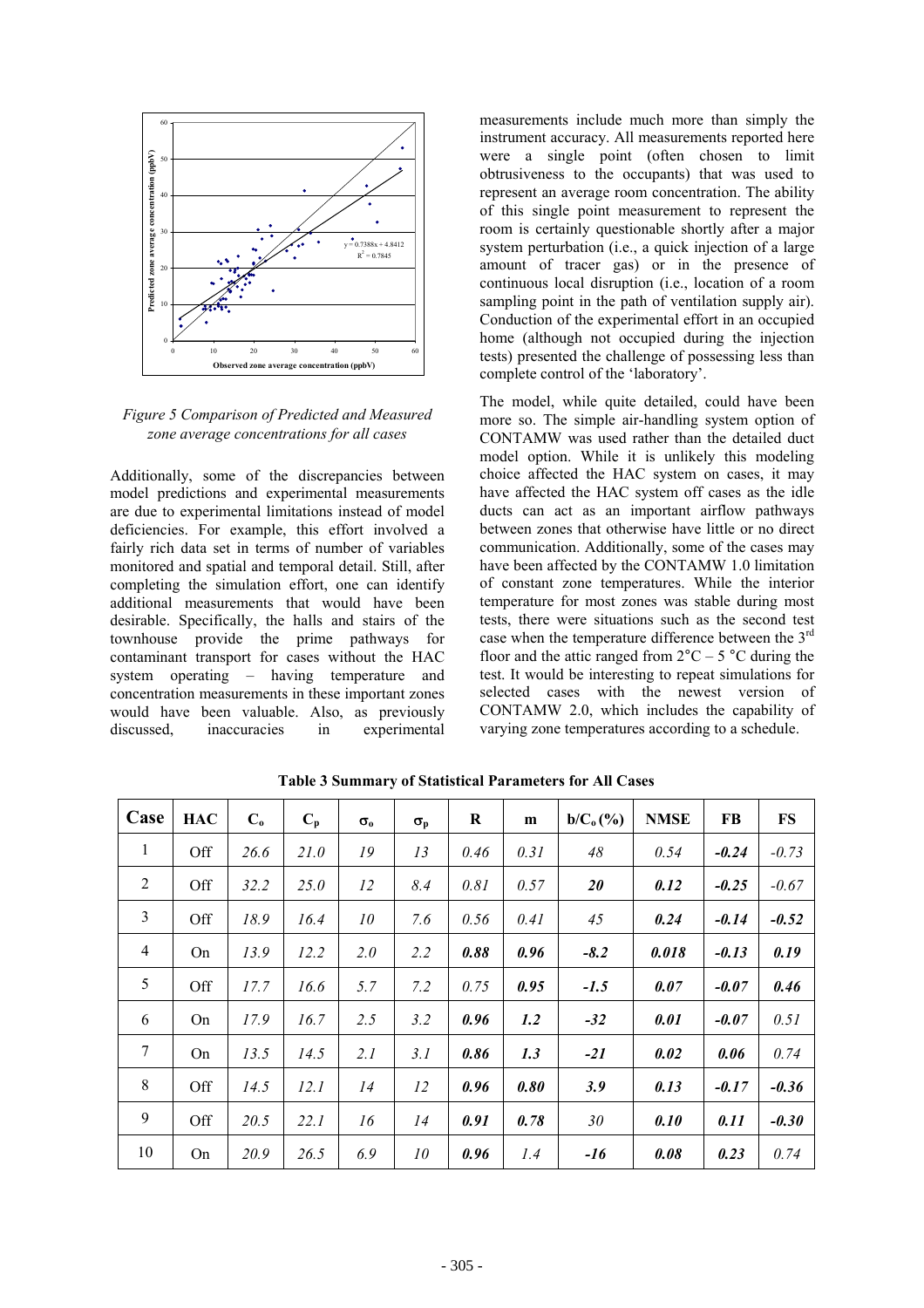Predicted zone average concentration (ppbV)

60
50
40
30
20
10
0

0 10 20 30 40 50 60

Observed zone average concentration (ppbV)

y = 0.7388x + 4.8412
$R^2$ = 0.7845

*Figure 5 Comparison of Predicted and Measured zone average concentrations for all cases*

Additionally, some of the discrepancies between model predictions and experimental measurements are due to experimental limitations instead of model deficiencies. For example, this effort involved a fairly rich data set in terms of number of variables monitored and spatial and temporal detail. Still, after completing the simulation effort, one can identify additional measurements that would have been desirable. Specifically, the halls and stairs of the townhouse provide the prime pathways for contaminant transport for cases without the HAC system operating – having temperature and concentration measurements in these important zones would have been valuable. Also, as previously discussed, inaccuracies in experimental measurements include much more than simply the instrument accuracy. All measurements reported here were a single point (often chosen to limit obtrusiveness to the occupants) that was used to represent an average room concentration. The ability of this single point measurement to represent the room is certainly questionable shortly after a major system perturbation (i.e., a quick injection of a large amount of tracer gas) or in the presence of continuous local disruption (i.e., location of a room sampling point in the path of ventilation supply air). Conduction of the experimental effort in an occupied home (although not occupied during the injection tests) presented the challenge of possessing less than complete control of the 'laboratory'.

The model, while quite detailed, could have been more so. The simple air-handling system option of CONTAMW was used rather than the detailed duct model option. While it is unlikely this modeling choice affected the HAC system on cases, it may have affected the HAC system off cases as the idle ducts can act as an important airflow pathways between zones that otherwise have little or no direct communication. Additionally, some of the cases may have been affected by the CONTAMW 1.0 limitation of constant zone temperatures. While the interior temperature for most zones was stable during most tests, there were situations such as the second test case when the temperature difference between the 3rd floor and the attic ranged from 2°C – 5 °C during the test. It would be interesting to repeat simulations for selected cases with the newest version of CONTAMW 2.0, which includes the capability of varying zone temperatures according to a schedule.

**Table 3 Summary of Statistical Parameters for All Cases**

| Case | HAC | $C_o$ | $C_p$ | $\sigma_o$ | $\sigma_p$ | R | m | $b/C_o$ (%) | NMSE | FB | FS |
|---|---|---|---|---|---|---|---|---|---|---|---|
| 1 | Off | *26.6* | *21.0* | *19* | *13* | *0.46* | *0.31* | *48* | *0.54* | ***-0.24*** | *-0.73* |
| 2 | Off | *32.2* | *25.0* | *12* | *8.4* | *0.81* | *0.57* | ***20*** | ***0.12*** | ***-0.25*** | *-0.67* |
| 3 | Off | *18.9* | *16.4* | *10* | *7.6* | *0.56* | *0.41* | *45* | ***0.24*** | ***-0.14*** | ***-0.52*** |
| 4 | On | *13.9* | *12.2* | *2.0* | *2.2* | ***0.88*** | ***0.96*** | ***-8.2*** | ***0.018*** | ***-0.13*** | ***0.19*** |
| 5 | Off | *17.7* | *16.6* | *5.7* | *7.2* | *0.75* | ***0.95*** | ***-1.5*** | ***0.07*** | ***-0.07*** | ***0.46*** |
| 6 | On | *17.9* | *16.7* | *2.5* | *3.2* | ***0.96*** | ***1.2*** | ***-32*** | ***0.01*** | ***-0.07*** | *0.51* |
| 7 | On | *13.5* | *14.5* | *2.1* | *3.1* | ***0.86*** | ***1.3*** | ***-21*** | ***0.02*** | ***0.06*** | *0.74* |
| 8 | Off | *14.5* | *12.1* | *14* | *12* | ***0.96*** | ***0.80*** | ***3.9*** | ***0.13*** | ***-0.17*** | ***-0.36*** |
| 9 | Off | *20.5* | *22.1* | *16* | *14* | ***0.91*** | ***0.78*** | *30* | ***0.10*** | ***0.11*** | ***-0.30*** |
| 10 | On | *20.9* | *26.5* | *6.9* | *10* | ***0.96*** | *1.4* | ***-16*** | ***0.08*** | ***0.23*** | *0.74* |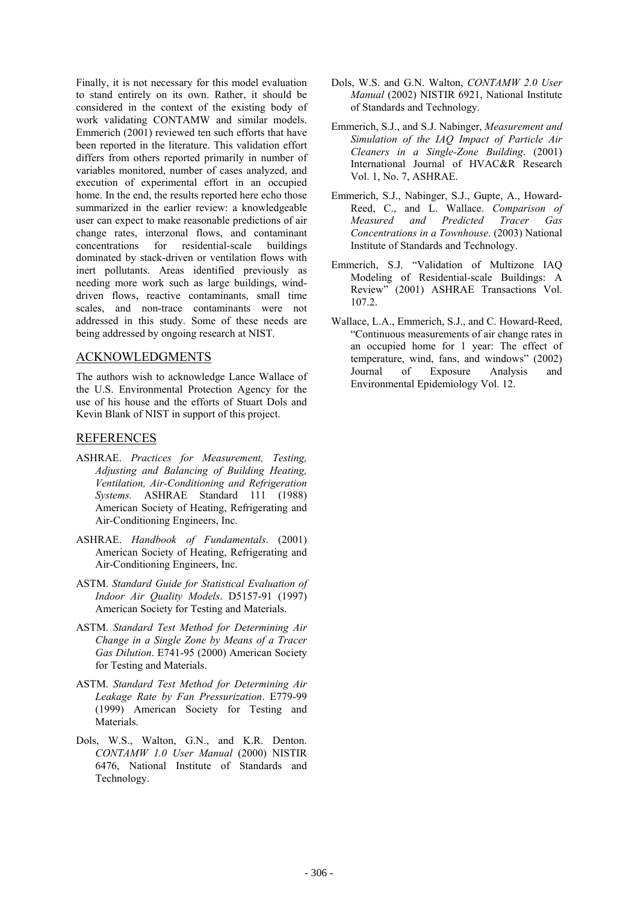Finally, it is not necessary for this model evaluation to stand entirely on its own. Rather, it should be considered in the context of the existing body of work validating CONTAMW and similar models. Emmerich (2001) reviewed ten such efforts that have been reported in the literature. This validation effort differs from others reported primarily in number of variables monitored, number of cases analyzed, and execution of experimental effort in an occupied home. In the end, the results reported here echo those summarized in the earlier review: a knowledgeable user can expect to make reasonable predictions of air change rates, interzonal flows, and contaminant concentrations for residential-scale buildings dominated by stack-driven or ventilation flows with inert pollutants. Areas identified previously as needing more work such as large buildings, wind-driven flows, reactive contaminants, small time scales, and non-trace contaminants were not addressed in this study. Some of these needs are being addressed by ongoing research at NIST.

## ACKNOWLEDGMENTS

The authors wish to acknowledge Lance Wallace of the U.S. Environmental Protection Agency for the use of his house and the efforts of Stuart Dols and Kevin Blank of NIST in support of this project.

## REFERENCES

ASHRAE. *Practices for Measurement, Testing, Adjusting and Balancing of Building Heating, Ventilation, Air-Conditioning and Refrigeration Systems.* ASHRAE Standard 111 (1988) American Society of Heating, Refrigerating and Air-Conditioning Engineers, Inc.

ASHRAE. *Handbook of Fundamentals*. (2001) American Society of Heating, Refrigerating and Air-Conditioning Engineers, Inc.

ASTM. *Standard Guide for Statistical Evaluation of Indoor Air Quality Models*. D5157-91 (1997) American Society for Testing and Materials.

ASTM. *Standard Test Method for Determining Air Change in a Single Zone by Means of a Tracer Gas Dilution*. E741-95 (2000) American Society for Testing and Materials.

ASTM. *Standard Test Method for Determining Air Leakage Rate by Fan Pressurization*. E779-99 (1999) American Society for Testing and Materials.

Dols, W.S., Walton, G.N., and K.R. Denton. *CONTAMW 1.0 User Manual* (2000) NISTIR 6476, National Institute of Standards and Technology.

Dols, W.S. and G.N. Walton, *CONTAMW 2.0 User Manual* (2002) NISTIR 6921, National Institute of Standards and Technology.

Emmerich, S.J., and S.J. Nabinger, *Measurement and Simulation of the IAQ Impact of Particle Air Cleaners in a Single-Zone Building*. (2001) International Journal of HVAC&R Research Vol. 1, No. 7, ASHRAE.

Emmerich, S.J., Nabinger, S.J., Gupte, A., Howard-Reed, C., and L. Wallace. *Comparison of Measured and Predicted Tracer Gas Concentrations in a Townhouse*. (2003) National Institute of Standards and Technology.

Emmerich, S.J. "Validation of Multizone IAQ Modeling of Residential-scale Buildings: A Review" (2001) ASHRAE Transactions Vol. 107.2.

Wallace, L.A., Emmerich, S.J., and C. Howard-Reed, "Continuous measurements of air change rates in an occupied home for 1 year: The effect of temperature, wind, fans, and windows" (2002) Journal of Exposure Analysis and Environmental Epidemiology Vol. 12.